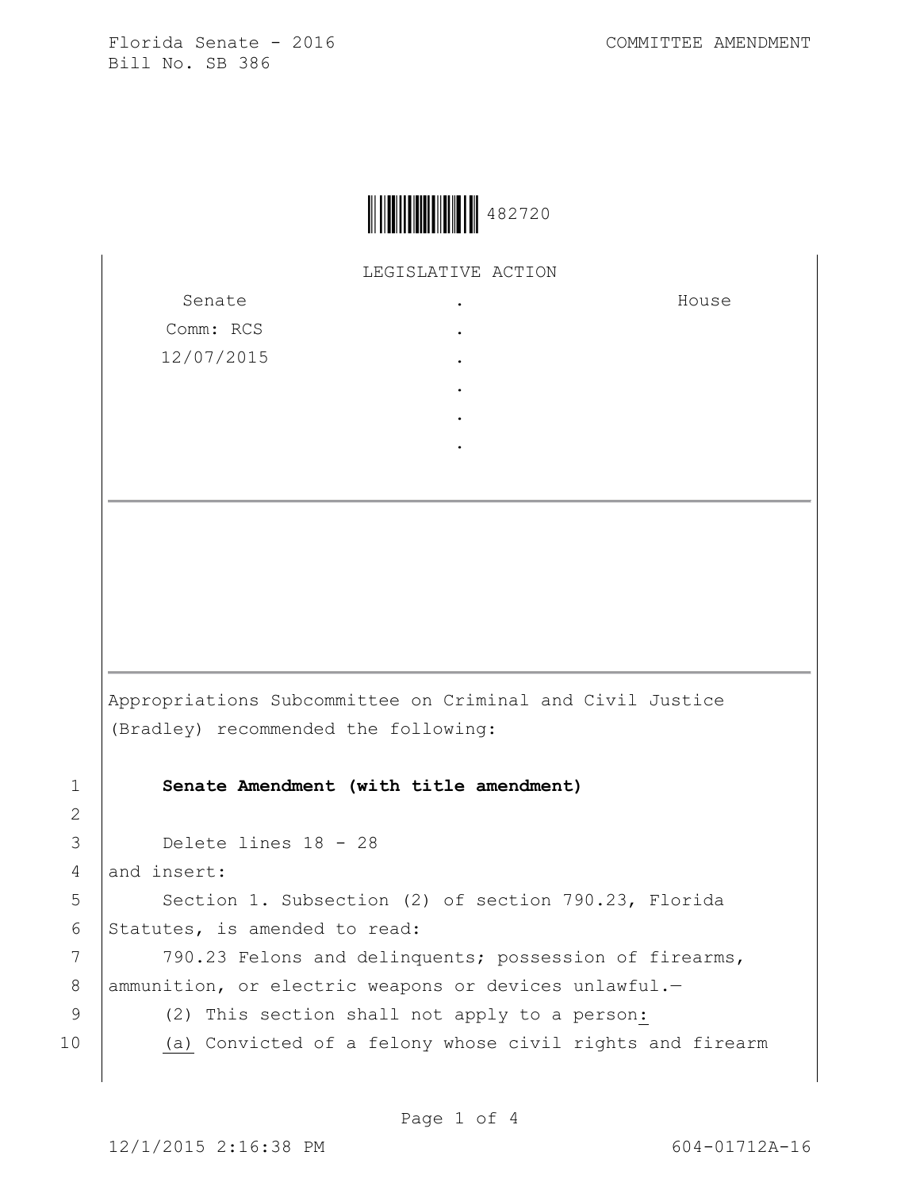Florida Senate - 2016
Bill No. SB 386

COMMITTEE AMENDMENT

482720

LEGISLATIVE ACTION

| Senate | . | House |
| --- | --- | --- |
| Comm: RCS | . | |
| 12/07/2015 | . | |
| | . | |
| | . | |
| | . | |

---

---

Appropriations Subcommittee on Criminal and Civil Justice (Bradley) recommended the following:

1 **Senate Amendment (with title amendment)**

2

3 Delete lines 18 - 28

4 and insert:

5 Section 1. Subsection (2) of section 790.23, Florida

6 Statutes, is amended to read:

7 790.23 Felons and delinquents; possession of firearms,

8 ammunition, or electric weapons or devices unlawful.—

9 (2) This section shall not apply to a person:

10 (a) Convicted of a felony whose civil rights and firearm

12/1/2015 2:16:38 PM 604-01712A-16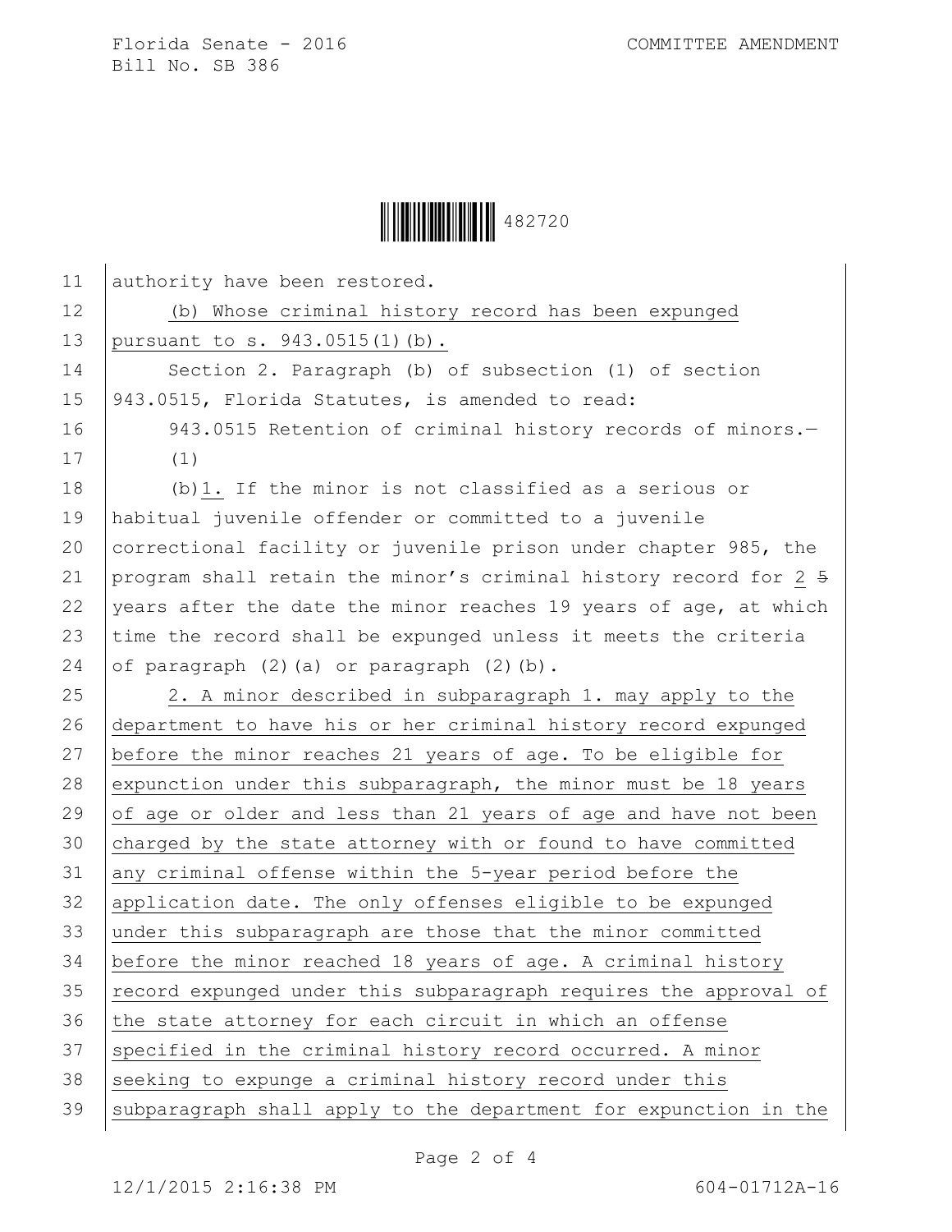authority have been restored.

(b) Whose criminal history record has been expunged pursuant to s. 943.0515(1)(b).

Section 2. Paragraph (b) of subsection (1) of section 943.0515, Florida Statutes, is amended to read:

943.0515 Retention of criminal history records of minors.—

(1)

(b)1. If the minor is not classified as a serious or habitual juvenile offender or committed to a juvenile correctional facility or juvenile prison under chapter 985, the program shall retain the minor's criminal history record for 2 ~~5~~ years after the date the minor reaches 19 years of age, at which time the record shall be expunged unless it meets the criteria of paragraph (2)(a) or paragraph (2)(b).

2. A minor described in subparagraph 1. may apply to the department to have his or her criminal history record expunged before the minor reaches 21 years of age. To be eligible for expunction under this subparagraph, the minor must be 18 years of age or older and less than 21 years of age and have not been charged by the state attorney with or found to have committed any criminal offense within the 5-year period before the application date. The only offenses eligible to be expunged under this subparagraph are those that the minor committed before the minor reached 18 years of age. A criminal history record expunged under this subparagraph requires the approval of the state attorney for each circuit in which an offense specified in the criminal history record occurred. A minor seeking to expunge a criminal history record under this subparagraph shall apply to the department for expunction in the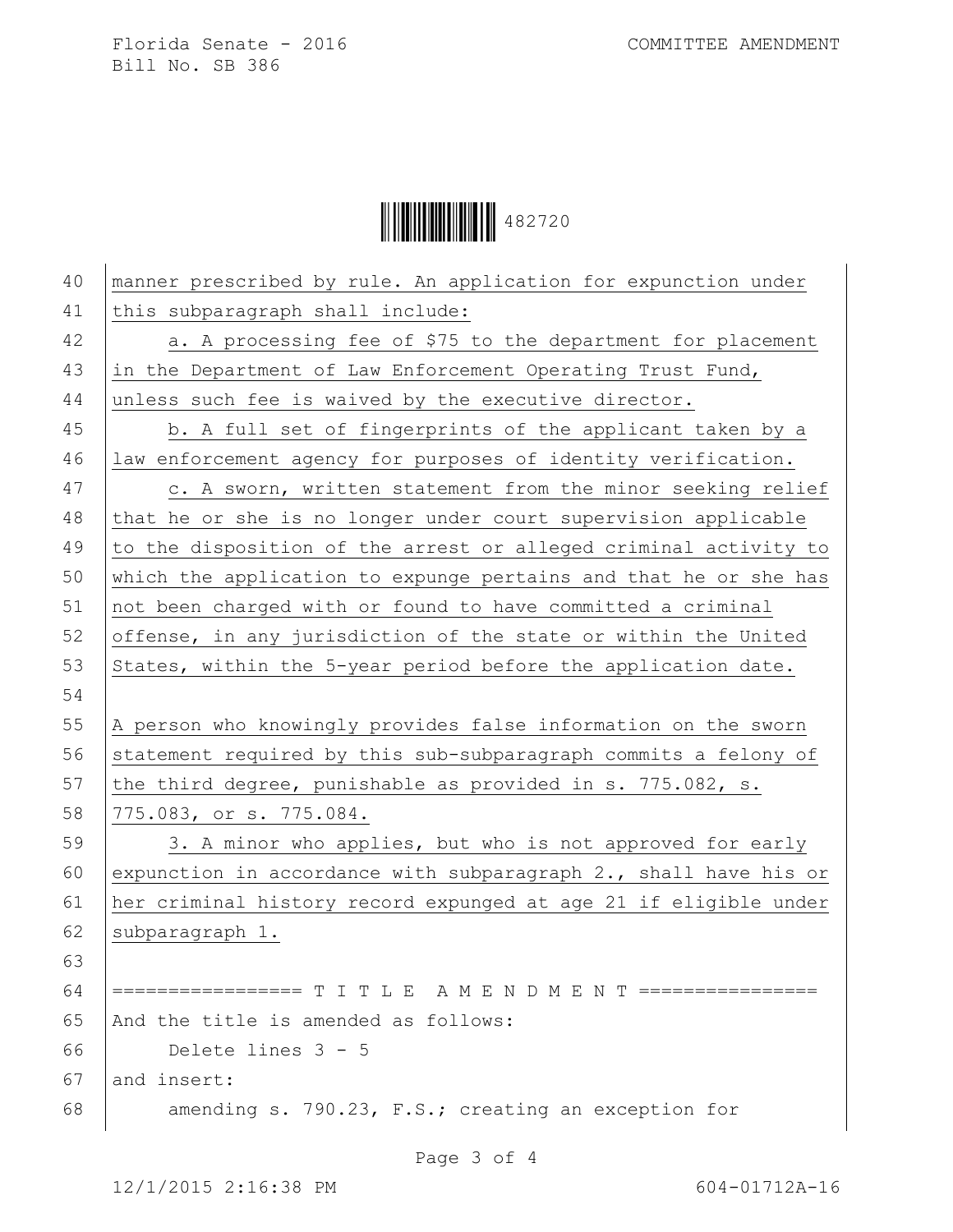manner prescribed by rule. An application for expunction under this subparagraph shall include:

a. A processing fee of $75 to the department for placement in the Department of Law Enforcement Operating Trust Fund, unless such fee is waived by the executive director.

b. A full set of fingerprints of the applicant taken by a law enforcement agency for purposes of identity verification.

c. A sworn, written statement from the minor seeking relief that he or she is no longer under court supervision applicable to the disposition of the arrest or alleged criminal activity to which the application to expunge pertains and that he or she has not been charged with or found to have committed a criminal offense, in any jurisdiction of the state or within the United States, within the 5-year period before the application date.

A person who knowingly provides false information on the sworn statement required by this sub-subparagraph commits a felony of the third degree, punishable as provided in s. 775.082, s. 775.083, or s. 775.084.

3. A minor who applies, but who is not approved for early expunction in accordance with subparagraph 2., shall have his or her criminal history record expunged at age 21 if eligible under subparagraph 1.

================= T I T L E A M E N D M E N T ================

And the title is amended as follows:

Delete lines 3 - 5

and insert:

amending s. 790.23, F.S.; creating an exception for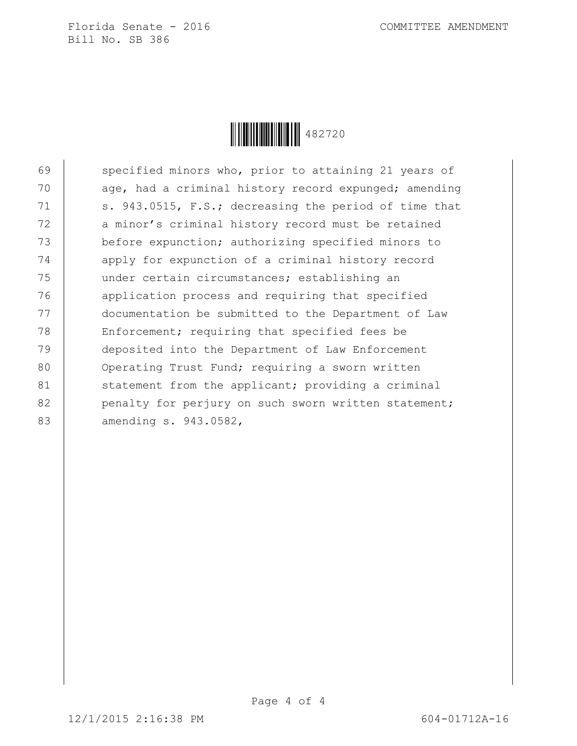69 specified minors who, prior to attaining 21 years of
70 age, had a criminal history record expunged; amending
71 s. 943.0515, F.S.; decreasing the period of time that
72 a minor's criminal history record must be retained
73 before expunction; authorizing specified minors to
74 apply for expunction of a criminal history record
75 under certain circumstances; establishing an
76 application process and requiring that specified
77 documentation be submitted to the Department of Law
78 Enforcement; requiring that specified fees be
79 deposited into the Department of Law Enforcement
80 Operating Trust Fund; requiring a sworn written
81 statement from the applicant; providing a criminal
82 penalty for perjury on such sworn written statement;
83 amending s. 943.0582,